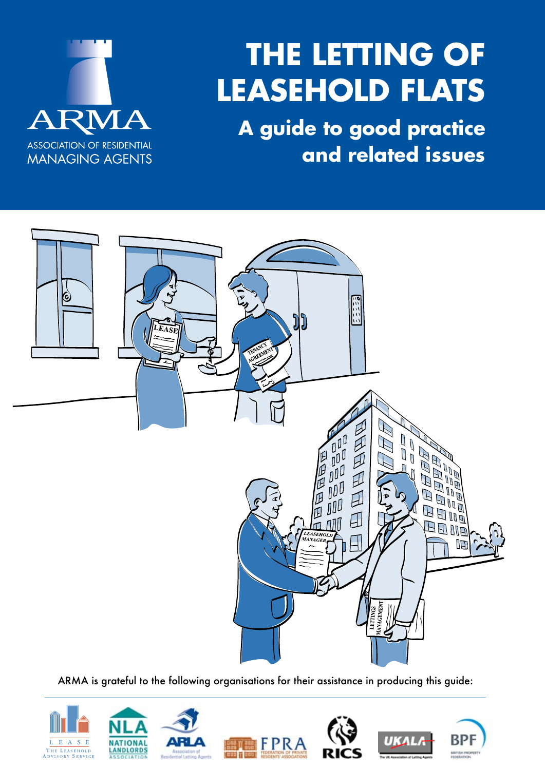ARMA

ASSOCIATION OF RESIDENTIAL MANAGING AGENTS

# THE LETTING OF LEASEHOLD FLATS

## A guide to good practice and related issues

ARMA is grateful to the following organisations for their assistance in producing this guide: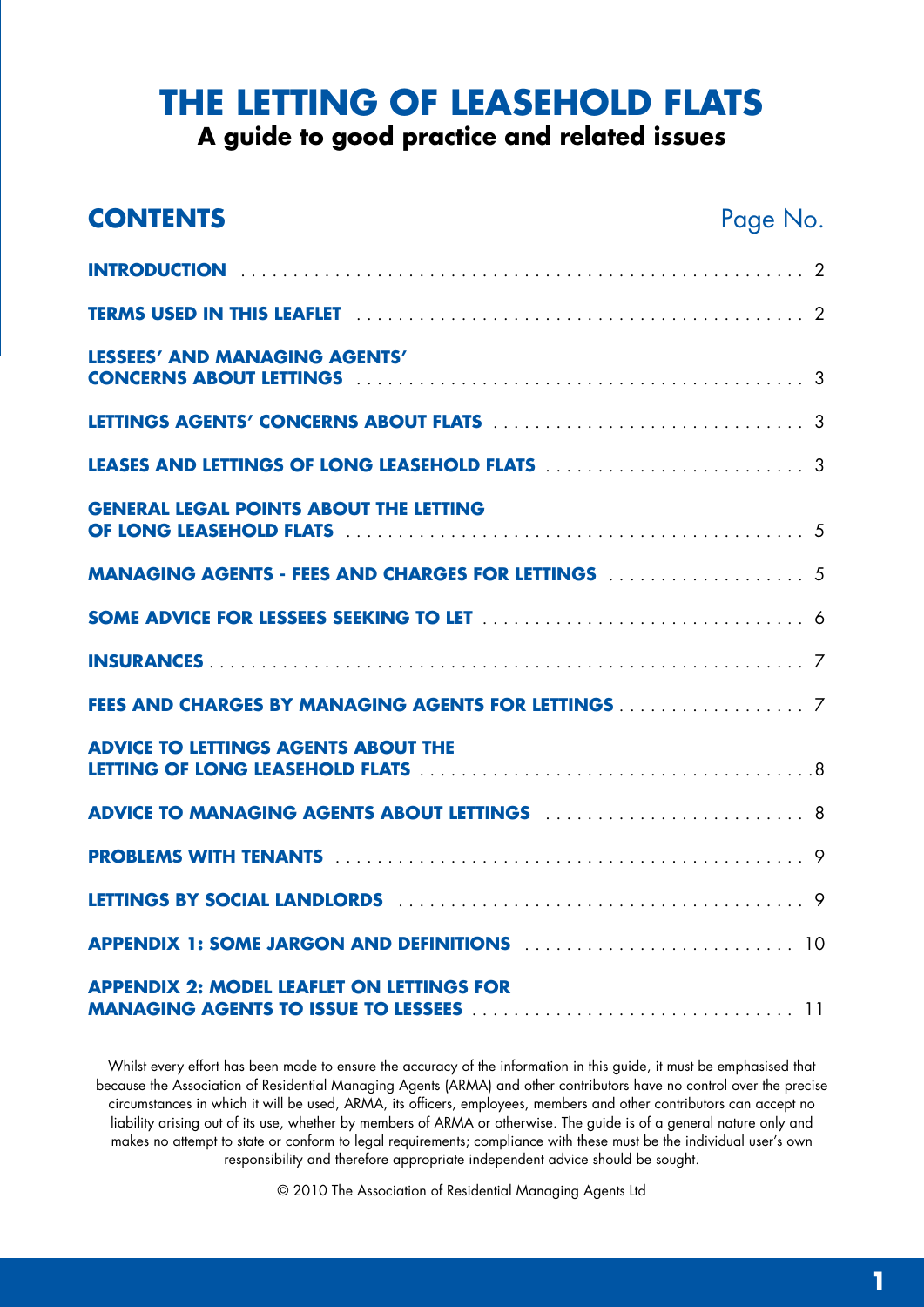# THE LETTING OF LEASEHOLD FLATS

## A guide to good practice and related issues

## CONTENTS

| Section | Page No. |
| --- | --- |
| **INTRODUCTION** | 2 |
| **TERMS USED IN THIS LEAFLET** | 2 |
| **LESSEES' AND MANAGING AGENTS' CONCERNS ABOUT LETTINGS** | 3 |
| **LETTINGS AGENTS' CONCERNS ABOUT FLATS** | 3 |
| **LEASES AND LETTINGS OF LONG LEASEHOLD FLATS** | 3 |
| **GENERAL LEGAL POINTS ABOUT THE LETTING OF LONG LEASEHOLD FLATS** | 5 |
| **MANAGING AGENTS - FEES AND CHARGES FOR LETTINGS** | 5 |
| **SOME ADVICE FOR LESSEES SEEKING TO LET** | 6 |
| **INSURANCES** | 7 |
| **FEES AND CHARGES BY MANAGING AGENTS FOR LETTINGS** | 7 |
| **ADVICE TO LETTINGS AGENTS ABOUT THE LETTING OF LONG LEASEHOLD FLATS** | 8 |
| **ADVICE TO MANAGING AGENTS ABOUT LETTINGS** | 8 |
| **PROBLEMS WITH TENANTS** | 9 |
| **LETTINGS BY SOCIAL LANDLORDS** | 9 |
| **APPENDIX 1: SOME JARGON AND DEFINITIONS** | 10 |
| **APPENDIX 2: MODEL LEAFLET ON LETTINGS FOR MANAGING AGENTS TO ISSUE TO LESSEES** | 11 |

Whilst every effort has been made to ensure the accuracy of the information in this guide, it must be emphasised that because the Association of Residential Managing Agents (ARMA) and other contributors have no control over the precise circumstances in which it will be used, ARMA, its officers, employees, members and other contributors can accept no liability arising out of its use, whether by members of ARMA or otherwise. The guide is of a general nature only and makes no attempt to state or conform to legal requirements; compliance with these must be the individual user's own responsibility and therefore appropriate independent advice should be sought.

© 2010 The Association of Residential Managing Agents Ltd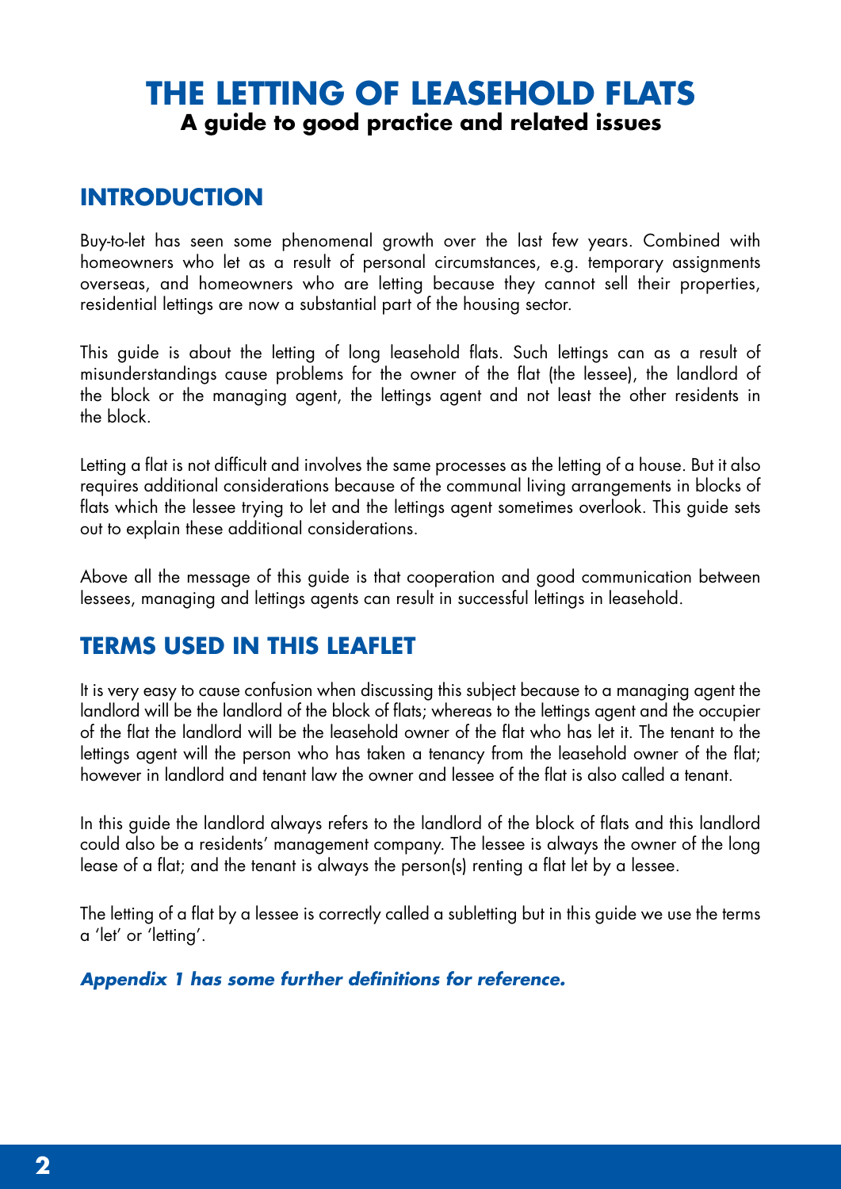# THE LETTING OF LEASEHOLD FLATS

**A guide to good practice and related issues**

## INTRODUCTION

Buy-to-let has seen some phenomenal growth over the last few years. Combined with homeowners who let as a result of personal circumstances, e.g. temporary assignments overseas, and homeowners who are letting because they cannot sell their properties, residential lettings are now a substantial part of the housing sector.

This guide is about the letting of long leasehold flats. Such lettings can as a result of misunderstandings cause problems for the owner of the flat (the lessee), the landlord of the block or the managing agent, the lettings agent and not least the other residents in the block.

Letting a flat is not difficult and involves the same processes as the letting of a house. But it also requires additional considerations because of the communal living arrangements in blocks of flats which the lessee trying to let and the lettings agent sometimes overlook. This guide sets out to explain these additional considerations.

Above all the message of this guide is that cooperation and good communication between lessees, managing and lettings agents can result in successful lettings in leasehold.

## TERMS USED IN THIS LEAFLET

It is very easy to cause confusion when discussing this subject because to a managing agent the landlord will be the landlord of the block of flats; whereas to the lettings agent and the occupier of the flat the landlord will be the leasehold owner of the flat who has let it. The tenant to the lettings agent will the person who has taken a tenancy from the leasehold owner of the flat; however in landlord and tenant law the owner and lessee of the flat is also called a tenant.

In this guide the landlord always refers to the landlord of the block of flats and this landlord could also be a residents' management company. The lessee is always the owner of the long lease of a flat; and the tenant is always the person(s) renting a flat let by a lessee.

The letting of a flat by a lessee is correctly called a subletting but in this guide we use the terms a 'let' or 'letting'.

***Appendix 1 has some further definitions for reference.***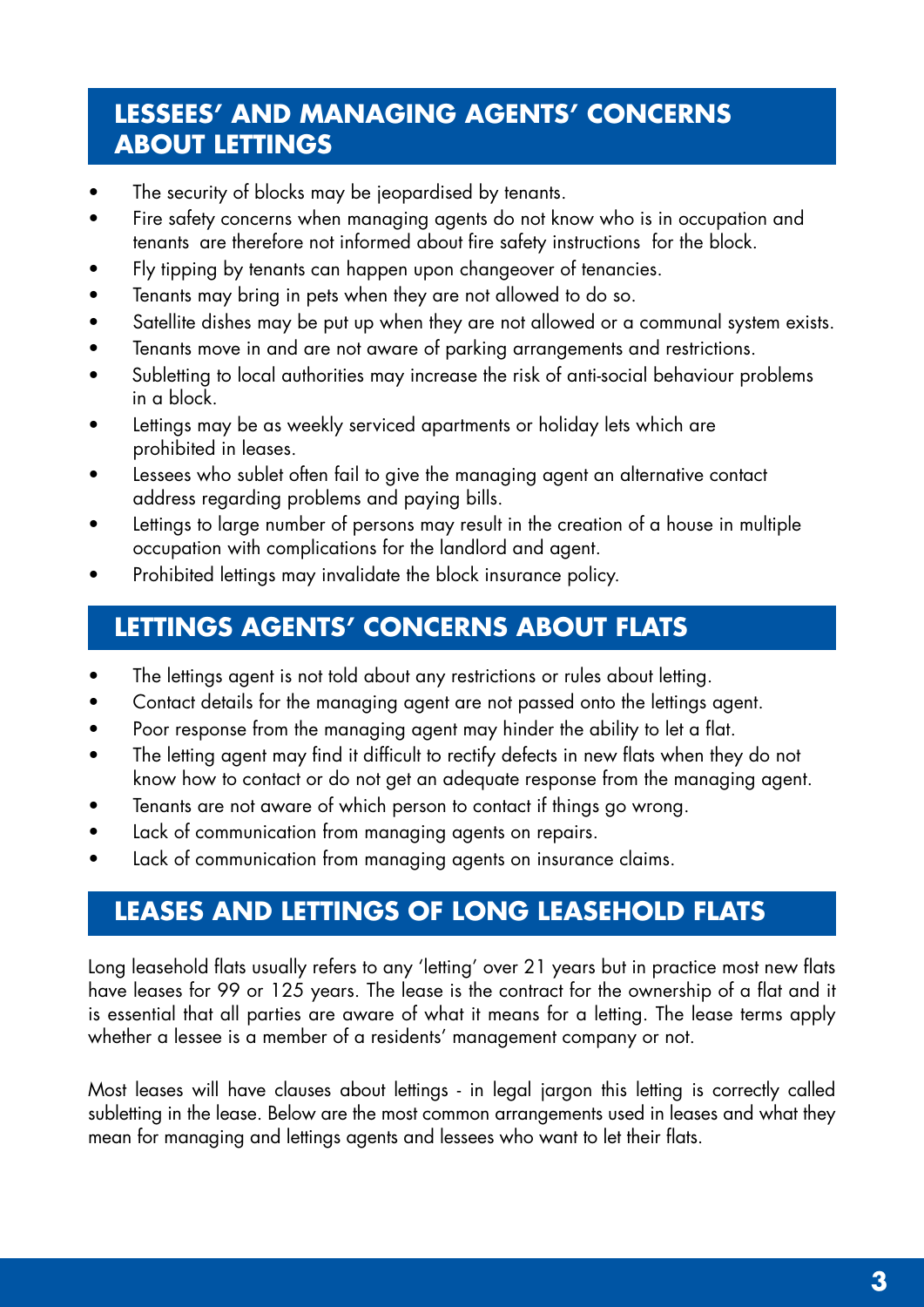## LESSEES' AND MANAGING AGENTS' CONCERNS ABOUT LETTINGS

- The security of blocks may be jeopardised by tenants.
- Fire safety concerns when managing agents do not know who is in occupation and tenants are therefore not informed about fire safety instructions for the block.
- Fly tipping by tenants can happen upon changeover of tenancies.
- Tenants may bring in pets when they are not allowed to do so.
- Satellite dishes may be put up when they are not allowed or a communal system exists.
- Tenants move in and are not aware of parking arrangements and restrictions.
- Subletting to local authorities may increase the risk of anti-social behaviour problems in a block.
- Lettings may be as weekly serviced apartments or holiday lets which are prohibited in leases.
- Lessees who sublet often fail to give the managing agent an alternative contact address regarding problems and paying bills.
- Lettings to large number of persons may result in the creation of a house in multiple occupation with complications for the landlord and agent.
- Prohibited lettings may invalidate the block insurance policy.

## LETTINGS AGENTS' CONCERNS ABOUT FLATS

- The lettings agent is not told about any restrictions or rules about letting.
- Contact details for the managing agent are not passed onto the lettings agent.
- Poor response from the managing agent may hinder the ability to let a flat.
- The letting agent may find it difficult to rectify defects in new flats when they do not know how to contact or do not get an adequate response from the managing agent.
- Tenants are not aware of which person to contact if things go wrong.
- Lack of communication from managing agents on repairs.
- Lack of communication from managing agents on insurance claims.

## LEASES AND LETTINGS OF LONG LEASEHOLD FLATS

Long leasehold flats usually refers to any 'letting' over 21 years but in practice most new flats have leases for 99 or 125 years. The lease is the contract for the ownership of a flat and it is essential that all parties are aware of what it means for a letting. The lease terms apply whether a lessee is a member of a residents' management company or not.

Most leases will have clauses about lettings - in legal jargon this letting is correctly called subletting in the lease. Below are the most common arrangements used in leases and what they mean for managing and lettings agents and lessees who want to let their flats.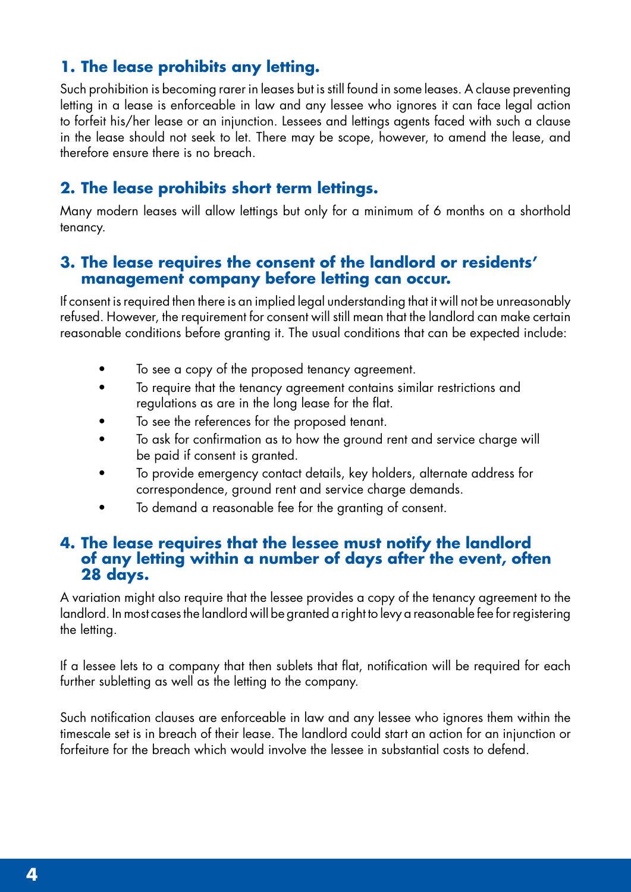### 1. The lease prohibits any letting.

Such prohibition is becoming rarer in leases but is still found in some leases. A clause preventing letting in a lease is enforceable in law and any lessee who ignores it can face legal action to forfeit his/her lease or an injunction. Lessees and lettings agents faced with such a clause in the lease should not seek to let. There may be scope, however, to amend the lease, and therefore ensure there is no breach.

### 2. The lease prohibits short term lettings.

Many modern leases will allow lettings but only for a minimum of 6 months on a shorthold tenancy.

### 3. The lease requires the consent of the landlord or residents' management company before letting can occur.

If consent is required then there is an implied legal understanding that it will not be unreasonably refused. However, the requirement for consent will still mean that the landlord can make certain reasonable conditions before granting it. The usual conditions that can be expected include:

- To see a copy of the proposed tenancy agreement.
- To require that the tenancy agreement contains similar restrictions and regulations as are in the long lease for the flat.
- To see the references for the proposed tenant.
- To ask for confirmation as to how the ground rent and service charge will be paid if consent is granted.
- To provide emergency contact details, key holders, alternate address for correspondence, ground rent and service charge demands.
- To demand a reasonable fee for the granting of consent.

### 4. The lease requires that the lessee must notify the landlord of any letting within a number of days after the event, often 28 days.

A variation might also require that the lessee provides a copy of the tenancy agreement to the landlord. In most cases the landlord will be granted a right to levy a reasonable fee for registering the letting.

If a lessee lets to a company that then sublets that flat, notification will be required for each further subletting as well as the letting to the company.

Such notification clauses are enforceable in law and any lessee who ignores them within the timescale set is in breach of their lease. The landlord could start an action for an injunction or forfeiture for the breach which would involve the lessee in substantial costs to defend.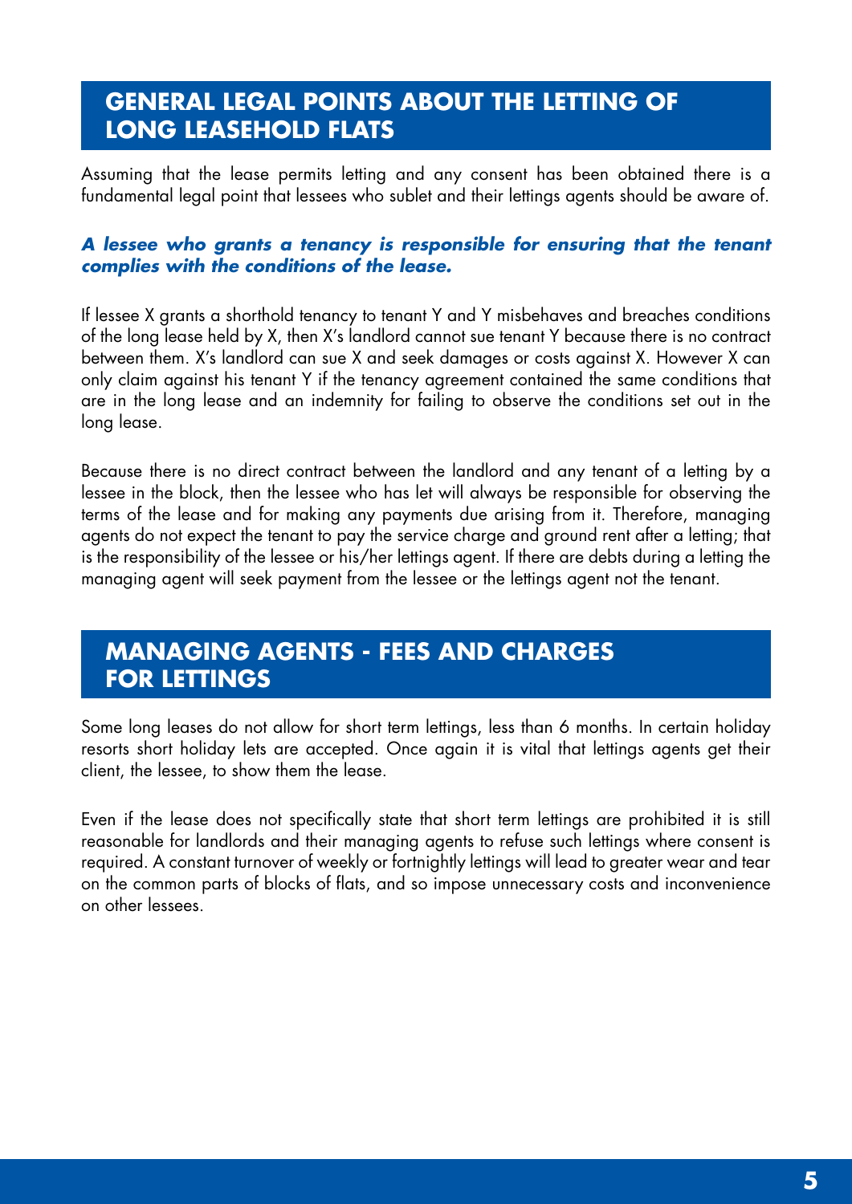## GENERAL LEGAL POINTS ABOUT THE LETTING OF LONG LEASEHOLD FLATS

Assuming that the lease permits letting and any consent has been obtained there is a fundamental legal point that lessees who sublet and their lettings agents should be aware of.

***A lessee who grants a tenancy is responsible for ensuring that the tenant complies with the conditions of the lease.***

If lessee X grants a shorthold tenancy to tenant Y and Y misbehaves and breaches conditions of the long lease held by X, then X's landlord cannot sue tenant Y because there is no contract between them. X's landlord can sue X and seek damages or costs against X. However X can only claim against his tenant Y if the tenancy agreement contained the same conditions that are in the long lease and an indemnity for failing to observe the conditions set out in the long lease.

Because there is no direct contract between the landlord and any tenant of a letting by a lessee in the block, then the lessee who has let will always be responsible for observing the terms of the lease and for making any payments due arising from it. Therefore, managing agents do not expect the tenant to pay the service charge and ground rent after a letting; that is the responsibility of the lessee or his/her lettings agent. If there are debts during a letting the managing agent will seek payment from the lessee or the lettings agent not the tenant.

## MANAGING AGENTS - FEES AND CHARGES FOR LETTINGS

Some long leases do not allow for short term lettings, less than 6 months. In certain holiday resorts short holiday lets are accepted. Once again it is vital that lettings agents get their client, the lessee, to show them the lease.

Even if the lease does not specifically state that short term lettings are prohibited it is still reasonable for landlords and their managing agents to refuse such lettings where consent is required. A constant turnover of weekly or fortnightly lettings will lead to greater wear and tear on the common parts of blocks of flats, and so impose unnecessary costs and inconvenience on other lessees.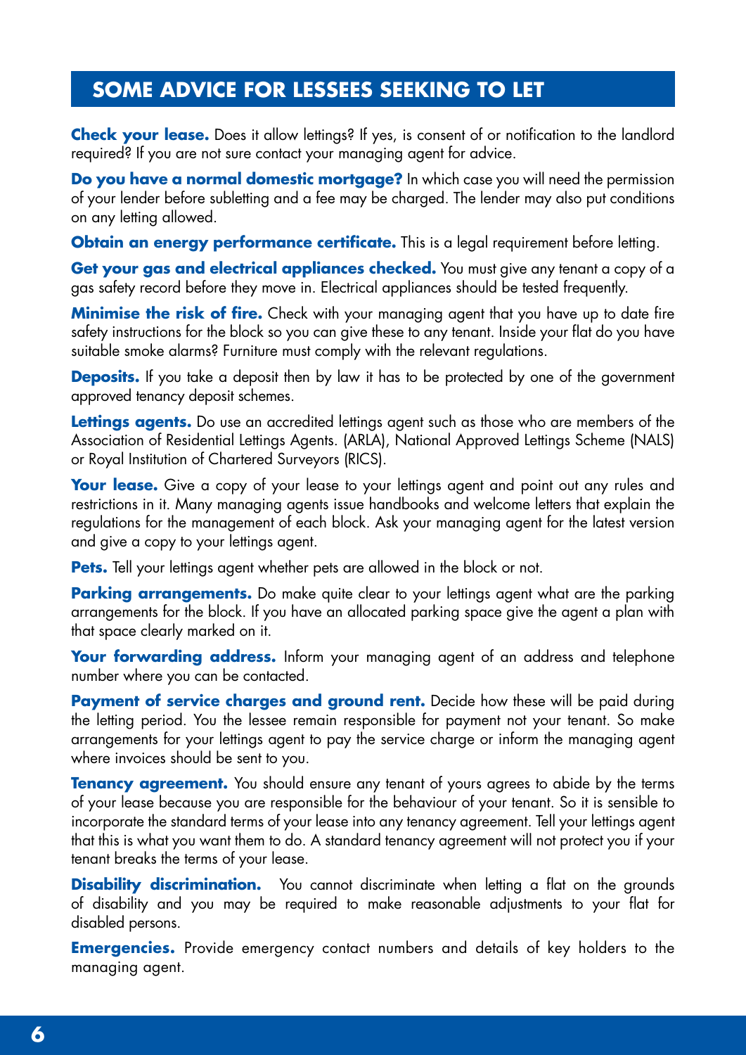## SOME ADVICE FOR LESSEES SEEKING TO LET

**Check your lease.** Does it allow lettings? If yes, is consent of or notification to the landlord required? If you are not sure contact your managing agent for advice.

**Do you have a normal domestic mortgage?** In which case you will need the permission of your lender before subletting and a fee may be charged. The lender may also put conditions on any letting allowed.

**Obtain an energy performance certificate.** This is a legal requirement before letting.

**Get your gas and electrical appliances checked.** You must give any tenant a copy of a gas safety record before they move in. Electrical appliances should be tested frequently.

**Minimise the risk of fire.** Check with your managing agent that you have up to date fire safety instructions for the block so you can give these to any tenant. Inside your flat do you have suitable smoke alarms? Furniture must comply with the relevant regulations.

**Deposits.** If you take a deposit then by law it has to be protected by one of the government approved tenancy deposit schemes.

**Lettings agents.** Do use an accredited lettings agent such as those who are members of the Association of Residential Lettings Agents. (ARLA), National Approved Lettings Scheme (NALS) or Royal Institution of Chartered Surveyors (RICS).

**Your lease.** Give a copy of your lease to your lettings agent and point out any rules and restrictions in it. Many managing agents issue handbooks and welcome letters that explain the regulations for the management of each block. Ask your managing agent for the latest version and give a copy to your lettings agent.

**Pets.** Tell your lettings agent whether pets are allowed in the block or not.

**Parking arrangements.** Do make quite clear to your lettings agent what are the parking arrangements for the block. If you have an allocated parking space give the agent a plan with that space clearly marked on it.

**Your forwarding address.** Inform your managing agent of an address and telephone number where you can be contacted.

**Payment of service charges and ground rent.** Decide how these will be paid during the letting period. You the lessee remain responsible for payment not your tenant. So make arrangements for your lettings agent to pay the service charge or inform the managing agent where invoices should be sent to you.

**Tenancy agreement.** You should ensure any tenant of yours agrees to abide by the terms of your lease because you are responsible for the behaviour of your tenant. So it is sensible to incorporate the standard terms of your lease into any tenancy agreement. Tell your lettings agent that this is what you want them to do. A standard tenancy agreement will not protect you if your tenant breaks the terms of your lease.

**Disability discrimination.** You cannot discriminate when letting a flat on the grounds of disability and you may be required to make reasonable adjustments to your flat for disabled persons.

**Emergencies.** Provide emergency contact numbers and details of key holders to the managing agent.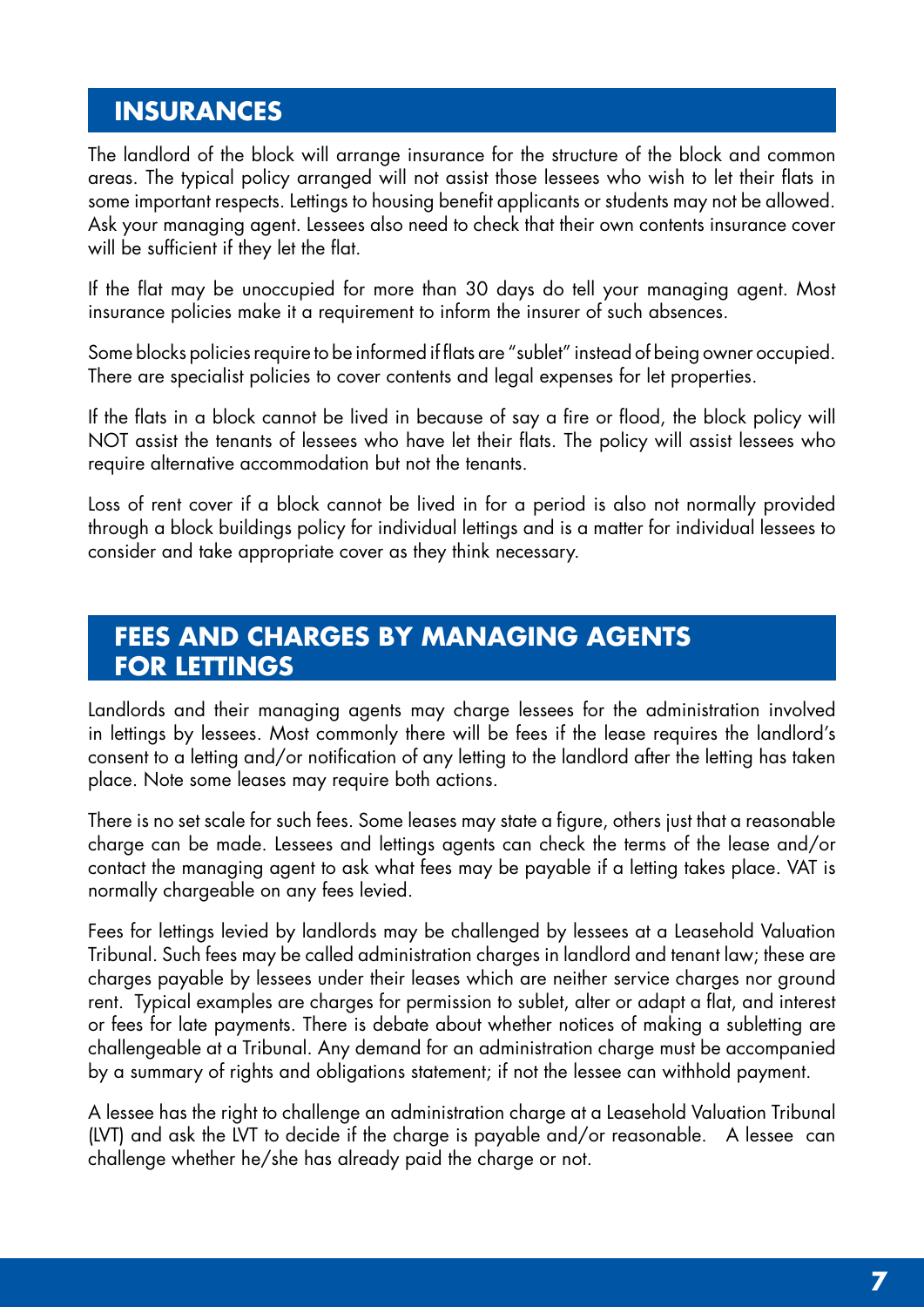## INSURANCES

The landlord of the block will arrange insurance for the structure of the block and common areas. The typical policy arranged will not assist those lessees who wish to let their flats in some important respects. Lettings to housing benefit applicants or students may not be allowed. Ask your managing agent. Lessees also need to check that their own contents insurance cover will be sufficient if they let the flat.

If the flat may be unoccupied for more than 30 days do tell your managing agent. Most insurance policies make it a requirement to inform the insurer of such absences.

Some blocks policies require to be informed if flats are "sublet" instead of being owner occupied. There are specialist policies to cover contents and legal expenses for let properties.

If the flats in a block cannot be lived in because of say a fire or flood, the block policy will NOT assist the tenants of lessees who have let their flats. The policy will assist lessees who require alternative accommodation but not the tenants.

Loss of rent cover if a block cannot be lived in for a period is also not normally provided through a block buildings policy for individual lettings and is a matter for individual lessees to consider and take appropriate cover as they think necessary.

## FEES AND CHARGES BY MANAGING AGENTS FOR LETTINGS

Landlords and their managing agents may charge lessees for the administration involved in lettings by lessees. Most commonly there will be fees if the lease requires the landlord's consent to a letting and/or notification of any letting to the landlord after the letting has taken place. Note some leases may require both actions.

There is no set scale for such fees. Some leases may state a figure, others just that a reasonable charge can be made. Lessees and lettings agents can check the terms of the lease and/or contact the managing agent to ask what fees may be payable if a letting takes place. VAT is normally chargeable on any fees levied.

Fees for lettings levied by landlords may be challenged by lessees at a Leasehold Valuation Tribunal. Such fees may be called administration charges in landlord and tenant law; these are charges payable by lessees under their leases which are neither service charges nor ground rent. Typical examples are charges for permission to sublet, alter or adapt a flat, and interest or fees for late payments. There is debate about whether notices of making a subletting are challengeable at a Tribunal. Any demand for an administration charge must be accompanied by a summary of rights and obligations statement; if not the lessee can withhold payment.

A lessee has the right to challenge an administration charge at a Leasehold Valuation Tribunal (LVT) and ask the LVT to decide if the charge is payable and/or reasonable. A lessee can challenge whether he/she has already paid the charge or not.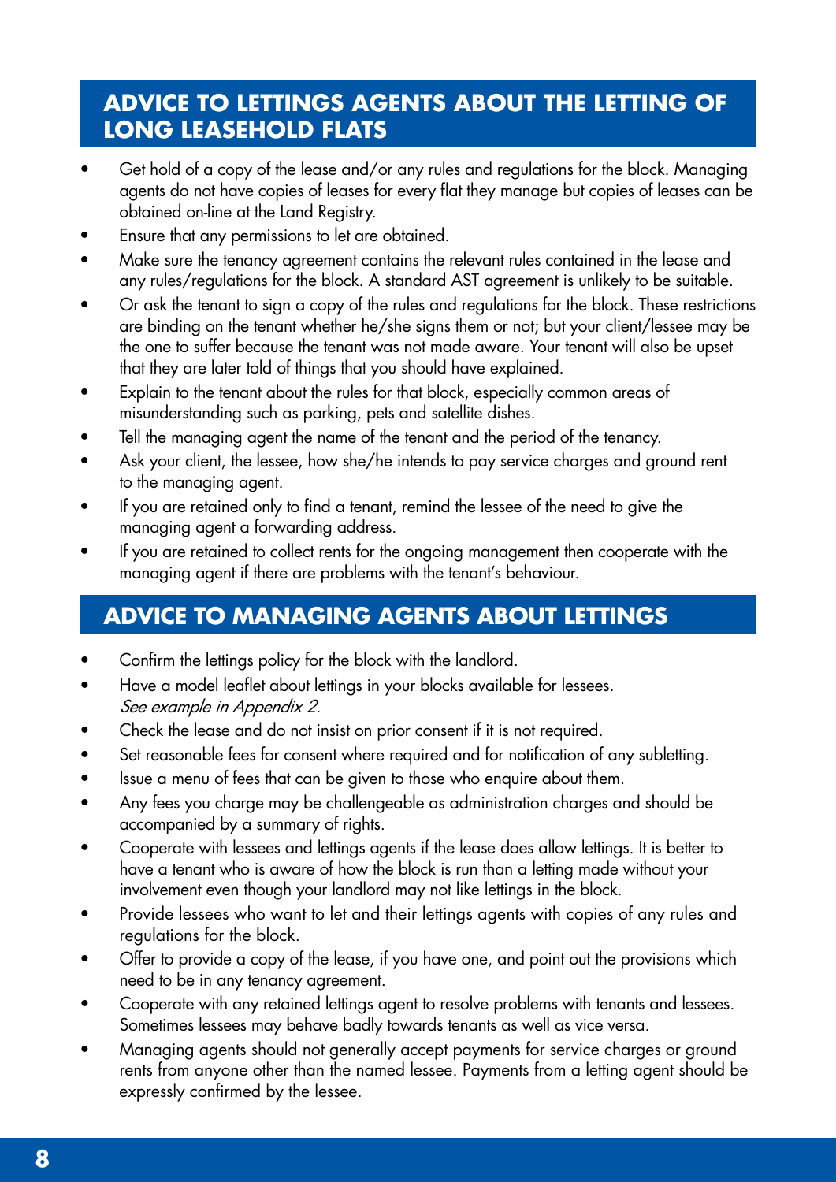## ADVICE TO LETTINGS AGENTS ABOUT THE LETTING OF LONG LEASEHOLD FLATS

- Get hold of a copy of the lease and/or any rules and regulations for the block. Managing agents do not have copies of leases for every flat they manage but copies of leases can be obtained on-line at the Land Registry.
- Ensure that any permissions to let are obtained.
- Make sure the tenancy agreement contains the relevant rules contained in the lease and any rules/regulations for the block. A standard AST agreement is unlikely to be suitable.
- Or ask the tenant to sign a copy of the rules and regulations for the block. These restrictions are binding on the tenant whether he/she signs them or not; but your client/lessee may be the one to suffer because the tenant was not made aware. Your tenant will also be upset that they are later told of things that you should have explained.
- Explain to the tenant about the rules for that block, especially common areas of misunderstanding such as parking, pets and satellite dishes.
- Tell the managing agent the name of the tenant and the period of the tenancy.
- Ask your client, the lessee, how she/he intends to pay service charges and ground rent to the managing agent.
- If you are retained only to find a tenant, remind the lessee of the need to give the managing agent a forwarding address.
- If you are retained to collect rents for the ongoing management then cooperate with the managing agent if there are problems with the tenant's behaviour.

## ADVICE TO MANAGING AGENTS ABOUT LETTINGS

- Confirm the lettings policy for the block with the landlord.
- Have a model leaflet about lettings in your blocks available for lessees. *See example in Appendix 2.*
- Check the lease and do not insist on prior consent if it is not required.
- Set reasonable fees for consent where required and for notification of any subletting.
- Issue a menu of fees that can be given to those who enquire about them.
- Any fees you charge may be challengeable as administration charges and should be accompanied by a summary of rights.
- Cooperate with lessees and lettings agents if the lease does allow lettings. It is better to have a tenant who is aware of how the block is run than a letting made without your involvement even though your landlord may not like lettings in the block.
- Provide lessees who want to let and their lettings agents with copies of any rules and regulations for the block.
- Offer to provide a copy of the lease, if you have one, and point out the provisions which need to be in any tenancy agreement.
- Cooperate with any retained lettings agent to resolve problems with tenants and lessees. Sometimes lessees may behave badly towards tenants as well as vice versa.
- Managing agents should not generally accept payments for service charges or ground rents from anyone other than the named lessee. Payments from a letting agent should be expressly confirmed by the lessee.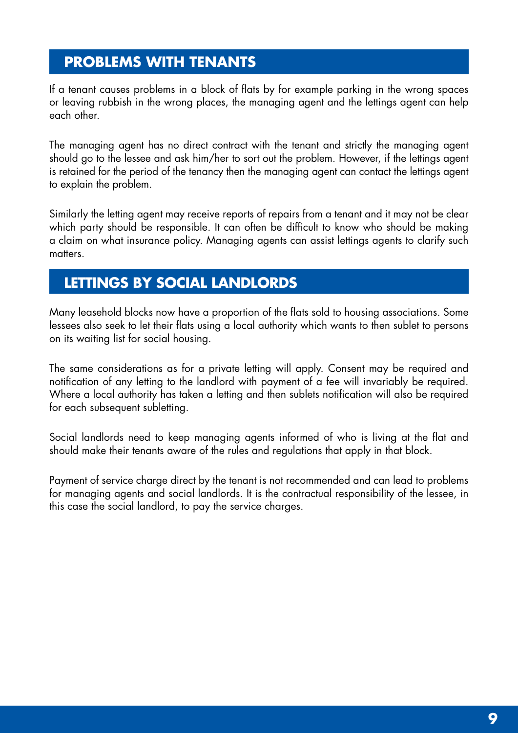## PROBLEMS WITH TENANTS

If a tenant causes problems in a block of flats by for example parking in the wrong spaces or leaving rubbish in the wrong places, the managing agent and the lettings agent can help each other.

The managing agent has no direct contract with the tenant and strictly the managing agent should go to the lessee and ask him/her to sort out the problem. However, if the lettings agent is retained for the period of the tenancy then the managing agent can contact the lettings agent to explain the problem.

Similarly the letting agent may receive reports of repairs from a tenant and it may not be clear which party should be responsible. It can often be difficult to know who should be making a claim on what insurance policy. Managing agents can assist lettings agents to clarify such matters.

## LETTINGS BY SOCIAL LANDLORDS

Many leasehold blocks now have a proportion of the flats sold to housing associations. Some lessees also seek to let their flats using a local authority which wants to then sublet to persons on its waiting list for social housing.

The same considerations as for a private letting will apply. Consent may be required and notification of any letting to the landlord with payment of a fee will invariably be required. Where a local authority has taken a letting and then sublets notification will also be required for each subsequent subletting.

Social landlords need to keep managing agents informed of who is living at the flat and should make their tenants aware of the rules and regulations that apply in that block.

Payment of service charge direct by the tenant is not recommended and can lead to problems for managing agents and social landlords. It is the contractual responsibility of the lessee, in this case the social landlord, to pay the service charges.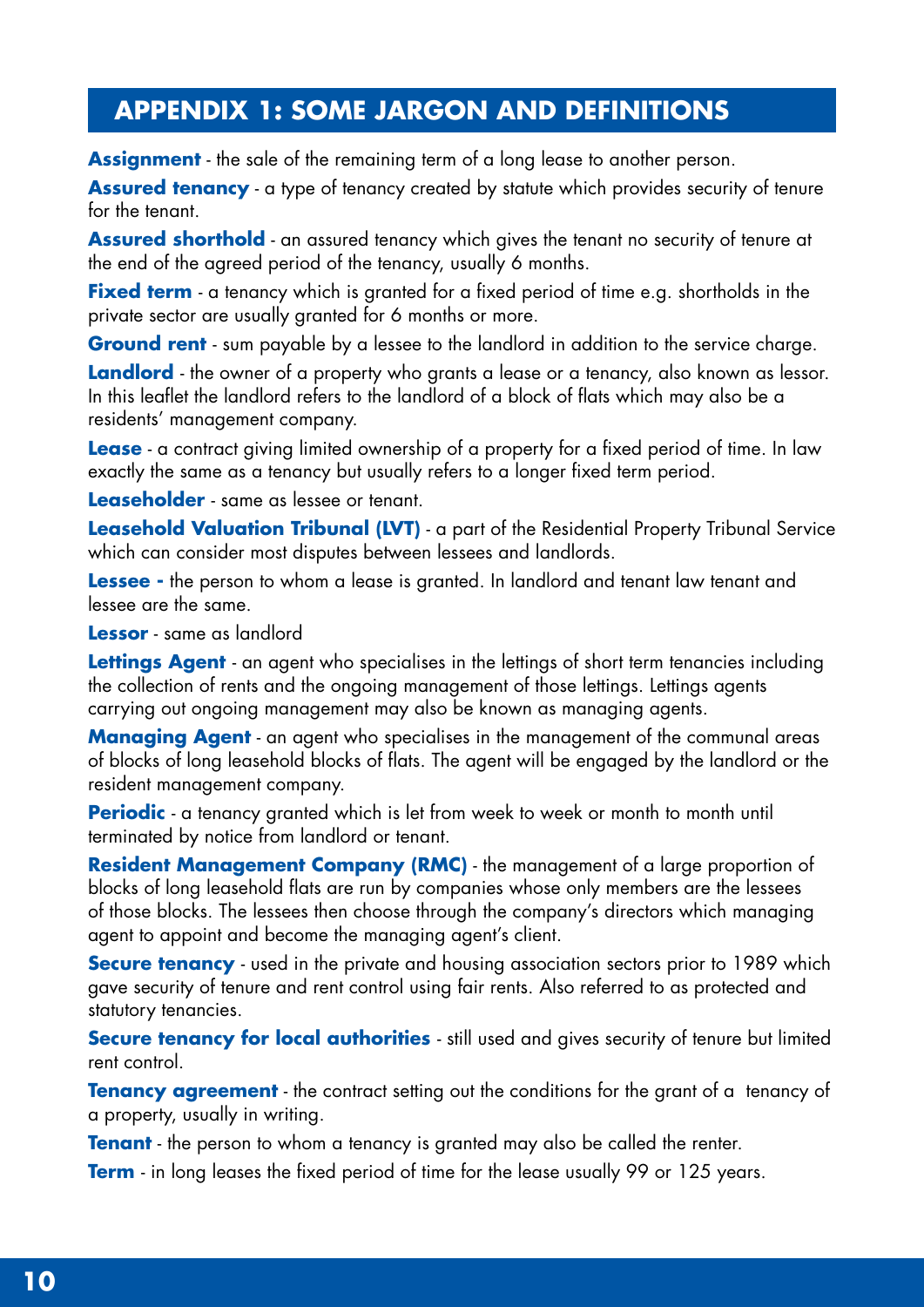## APPENDIX 1: SOME JARGON AND DEFINITIONS

**Assignment** - the sale of the remaining term of a long lease to another person.

**Assured tenancy** - a type of tenancy created by statute which provides security of tenure for the tenant.

**Assured shorthold** - an assured tenancy which gives the tenant no security of tenure at the end of the agreed period of the tenancy, usually 6 months.

**Fixed term** - a tenancy which is granted for a fixed period of time e.g. shortholds in the private sector are usually granted for 6 months or more.

**Ground rent** - sum payable by a lessee to the landlord in addition to the service charge.

**Landlord** - the owner of a property who grants a lease or a tenancy, also known as lessor. In this leaflet the landlord refers to the landlord of a block of flats which may also be a residents' management company.

**Lease** - a contract giving limited ownership of a property for a fixed period of time. In law exactly the same as a tenancy but usually refers to a longer fixed term period.

**Leaseholder** - same as lessee or tenant.

**Leasehold Valuation Tribunal (LVT)** - a part of the Residential Property Tribunal Service which can consider most disputes between lessees and landlords.

**Lessee -** the person to whom a lease is granted. In landlord and tenant law tenant and lessee are the same.

**Lessor** - same as landlord

**Lettings Agent** - an agent who specialises in the lettings of short term tenancies including the collection of rents and the ongoing management of those lettings. Lettings agents carrying out ongoing management may also be known as managing agents.

**Managing Agent** - an agent who specialises in the management of the communal areas of blocks of long leasehold blocks of flats. The agent will be engaged by the landlord or the resident management company.

**Periodic** - a tenancy granted which is let from week to week or month to month until terminated by notice from landlord or tenant.

**Resident Management Company (RMC)** - the management of a large proportion of blocks of long leasehold flats are run by companies whose only members are the lessees of those blocks. The lessees then choose through the company's directors which managing agent to appoint and become the managing agent's client.

**Secure tenancy** - used in the private and housing association sectors prior to 1989 which gave security of tenure and rent control using fair rents. Also referred to as protected and statutory tenancies.

**Secure tenancy for local authorities** - still used and gives security of tenure but limited rent control.

**Tenancy agreement** - the contract setting out the conditions for the grant of a tenancy of a property, usually in writing.

**Tenant** - the person to whom a tenancy is granted may also be called the renter.

**Term** - in long leases the fixed period of time for the lease usually 99 or 125 years.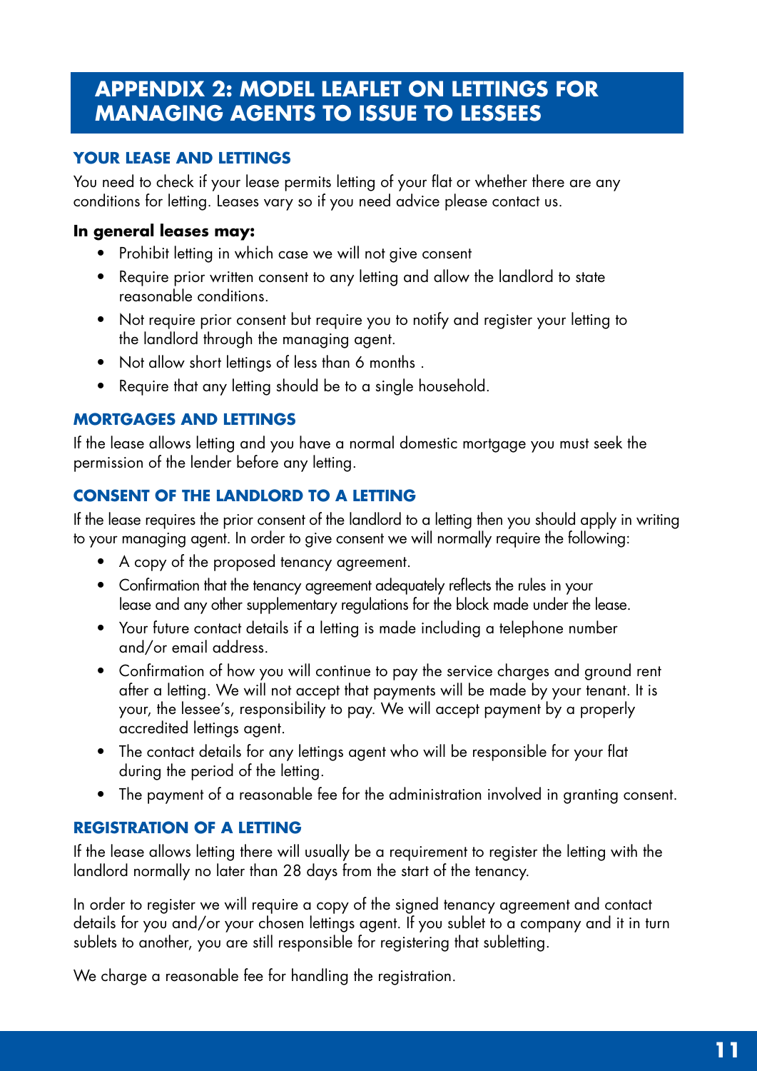# APPENDIX 2: MODEL LEAFLET ON LETTINGS FOR MANAGING AGENTS TO ISSUE TO LESSEES

## YOUR LEASE AND LETTINGS

You need to check if your lease permits letting of your flat or whether there are any conditions for letting. Leases vary so if you need advice please contact us.

**In general leases may:**

- Prohibit letting in which case we will not give consent
- Require prior written consent to any letting and allow the landlord to state reasonable conditions.
- Not require prior consent but require you to notify and register your letting to the landlord through the managing agent.
- Not allow short lettings of less than 6 months .
- Require that any letting should be to a single household.

## MORTGAGES AND LETTINGS

If the lease allows letting and you have a normal domestic mortgage you must seek the permission of the lender before any letting.

## CONSENT OF THE LANDLORD TO A LETTING

If the lease requires the prior consent of the landlord to a letting then you should apply in writing to your managing agent. In order to give consent we will normally require the following:

- A copy of the proposed tenancy agreement.
- Confirmation that the tenancy agreement adequately reflects the rules in your lease and any other supplementary regulations for the block made under the lease.
- Your future contact details if a letting is made including a telephone number and/or email address.
- Confirmation of how you will continue to pay the service charges and ground rent after a letting. We will not accept that payments will be made by your tenant. It is your, the lessee's, responsibility to pay. We will accept payment by a properly accredited lettings agent.
- The contact details for any lettings agent who will be responsible for your flat during the period of the letting.
- The payment of a reasonable fee for the administration involved in granting consent.

## REGISTRATION OF A LETTING

If the lease allows letting there will usually be a requirement to register the letting with the landlord normally no later than 28 days from the start of the tenancy.

In order to register we will require a copy of the signed tenancy agreement and contact details for you and/or your chosen lettings agent. If you sublet to a company and it in turn sublets to another, you are still responsible for registering that subletting.

We charge a reasonable fee for handling the registration.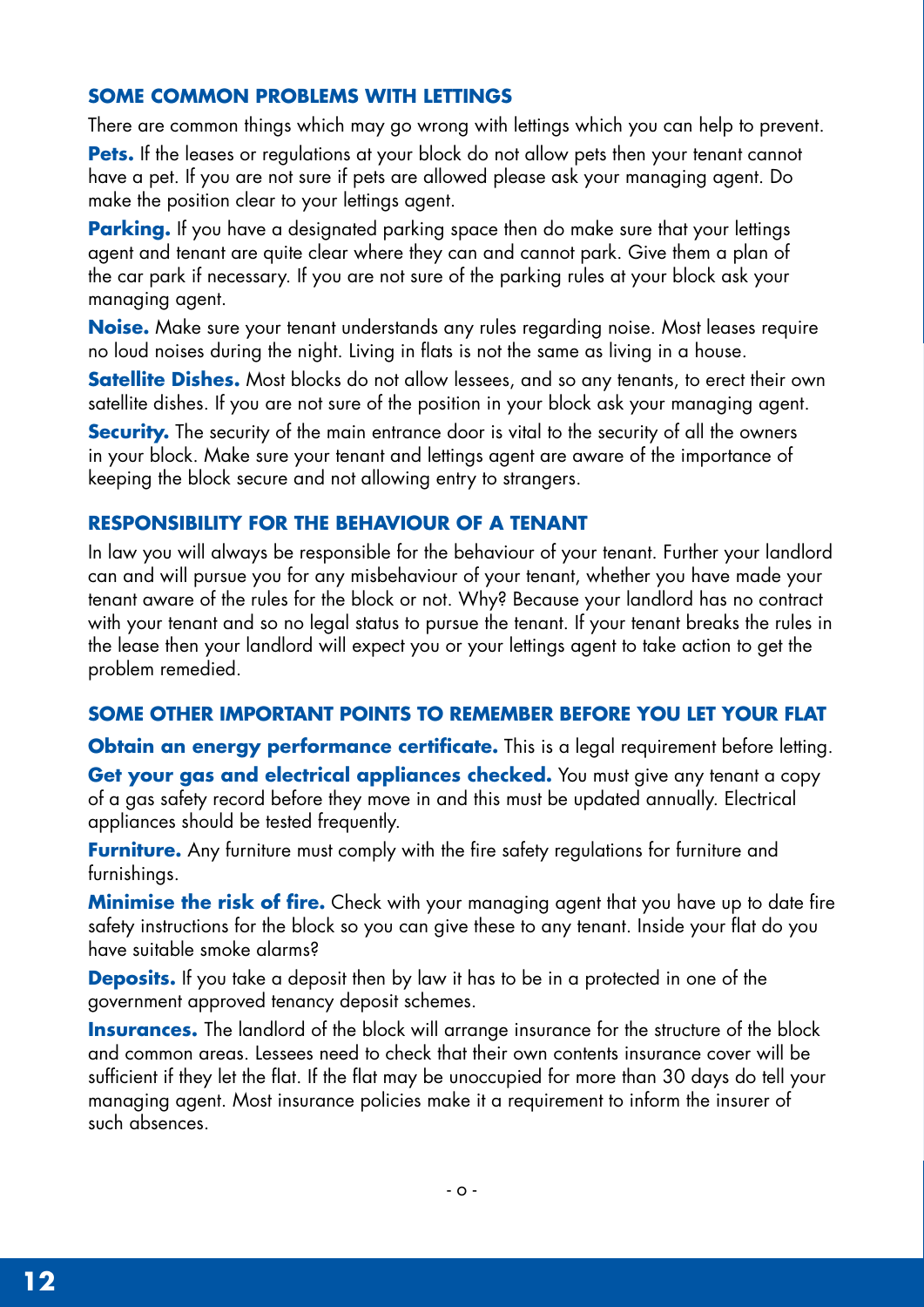## SOME COMMON PROBLEMS WITH LETTINGS

There are common things which may go wrong with lettings which you can help to prevent.

**Pets.** If the leases or regulations at your block do not allow pets then your tenant cannot have a pet. If you are not sure if pets are allowed please ask your managing agent. Do make the position clear to your lettings agent.

**Parking.** If you have a designated parking space then do make sure that your lettings agent and tenant are quite clear where they can and cannot park. Give them a plan of the car park if necessary. If you are not sure of the parking rules at your block ask your managing agent.

**Noise.** Make sure your tenant understands any rules regarding noise. Most leases require no loud noises during the night. Living in flats is not the same as living in a house.

**Satellite Dishes.** Most blocks do not allow lessees, and so any tenants, to erect their own satellite dishes. If you are not sure of the position in your block ask your managing agent.

**Security.** The security of the main entrance door is vital to the security of all the owners in your block. Make sure your tenant and lettings agent are aware of the importance of keeping the block secure and not allowing entry to strangers.

## RESPONSIBILITY FOR THE BEHAVIOUR OF A TENANT

In law you will always be responsible for the behaviour of your tenant. Further your landlord can and will pursue you for any misbehaviour of your tenant, whether you have made your tenant aware of the rules for the block or not. Why? Because your landlord has no contract with your tenant and so no legal status to pursue the tenant. If your tenant breaks the rules in the lease then your landlord will expect you or your lettings agent to take action to get the problem remedied.

## SOME OTHER IMPORTANT POINTS TO REMEMBER BEFORE YOU LET YOUR FLAT

**Obtain an energy performance certificate.** This is a legal requirement before letting.

**Get your gas and electrical appliances checked.** You must give any tenant a copy of a gas safety record before they move in and this must be updated annually. Electrical appliances should be tested frequently.

**Furniture.** Any furniture must comply with the fire safety regulations for furniture and furnishings.

**Minimise the risk of fire.** Check with your managing agent that you have up to date fire safety instructions for the block so you can give these to any tenant. Inside your flat do you have suitable smoke alarms?

**Deposits.** If you take a deposit then by law it has to be in a protected in one of the government approved tenancy deposit schemes.

**Insurances.** The landlord of the block will arrange insurance for the structure of the block and common areas. Lessees need to check that their own contents insurance cover will be sufficient if they let the flat. If the flat may be unoccupied for more than 30 days do tell your managing agent. Most insurance policies make it a requirement to inform the insurer of such absences.

- o -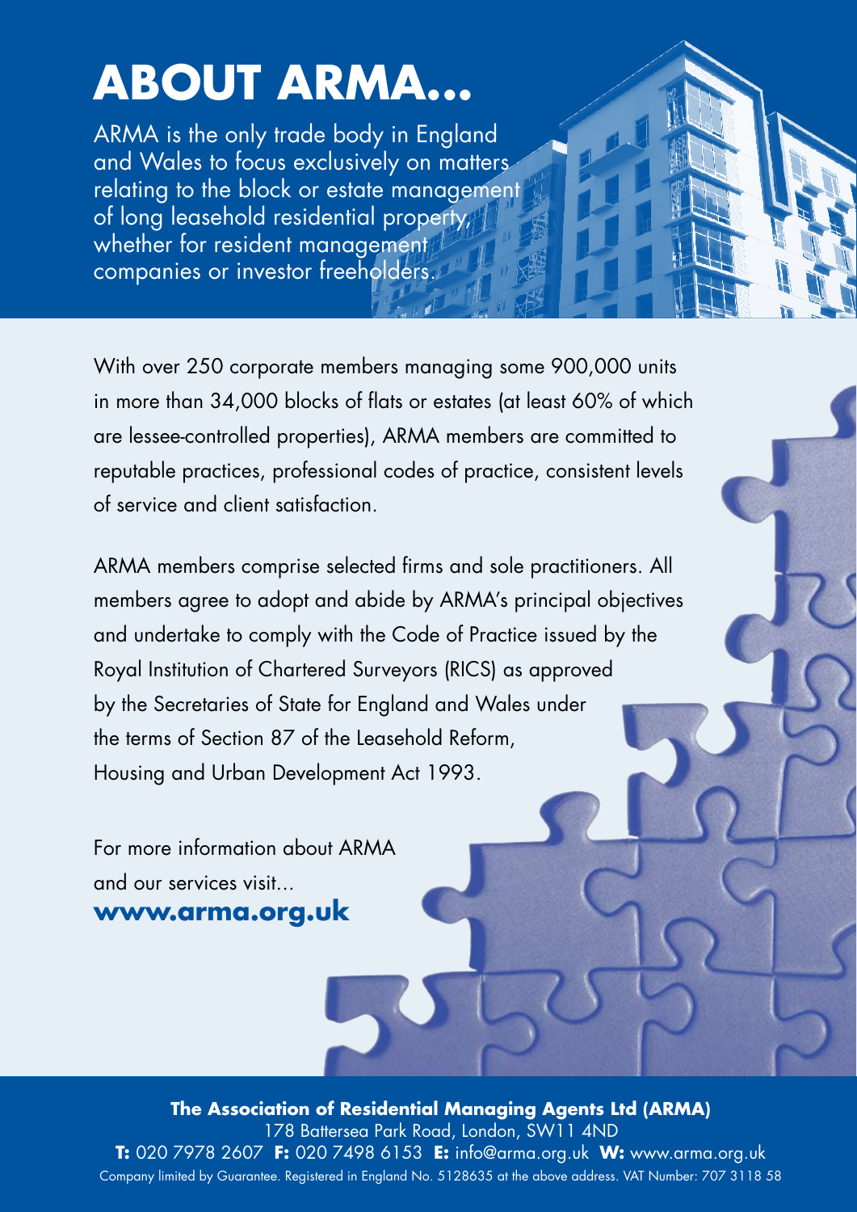# ABOUT ARMA...

ARMA is the only trade body in England and Wales to focus exclusively on matters relating to the block or estate management of long leasehold residential property, whether for resident management companies or investor freeholders.

With over 250 corporate members managing some 900,000 units in more than 34,000 blocks of flats or estates (at least 60% of which are lessee-controlled properties), ARMA members are committed to reputable practices, professional codes of practice, consistent levels of service and client satisfaction.

ARMA members comprise selected firms and sole practitioners. All members agree to adopt and abide by ARMA's principal objectives and undertake to comply with the Code of Practice issued by the Royal Institution of Chartered Surveyors (RICS) as approved by the Secretaries of State for England and Wales under the terms of Section 87 of the Leasehold Reform, Housing and Urban Development Act 1993.

For more information about ARMA and our services visit...
**www.arma.org.uk**

**The Association of Residential Managing Agents Ltd (ARMA)**
178 Battersea Park Road, London, SW11 4ND
**T:** 020 7978 2607 **F:** 020 7498 6153 **E:** info@arma.org.uk **W:** www.arma.org.uk
Company limited by Guarantee. Registered in England No. 5128635 at the above address. VAT Number: 707 3118 58